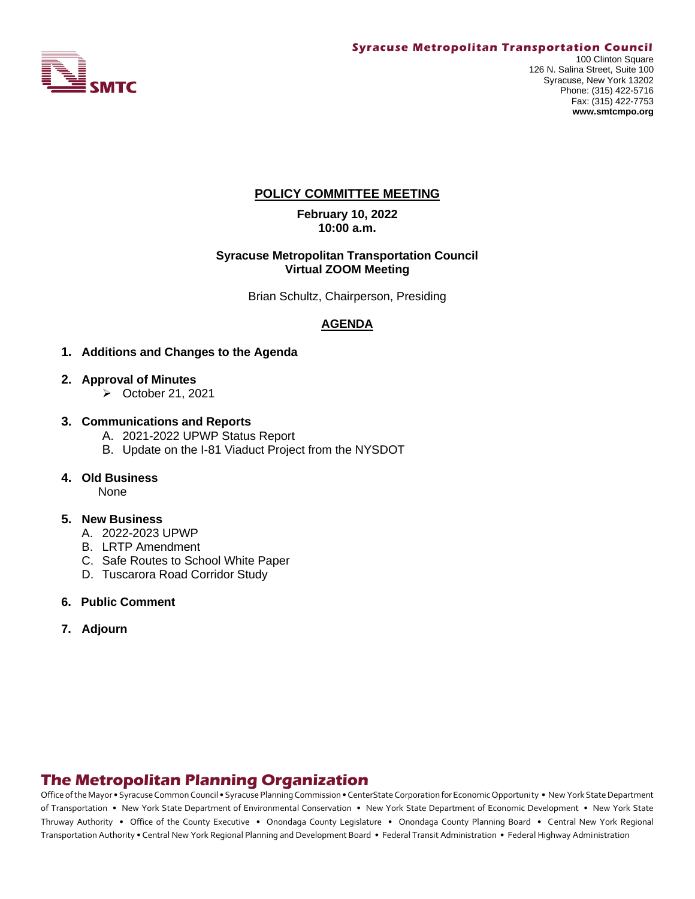**Syracuse Metropolitan Transportation Council**
100 Clinton Square
126 N. Salina Street, Suite 100
Syracuse, New York 13202
Phone: (315) 422-5716
Fax: (315) 422-7753
**www.smtcmpo.org**

SMTC

## POLICY COMMITTEE MEETING

**February 10, 2022**
**10:00 a.m.**

**Syracuse Metropolitan Transportation Council**
**Virtual ZOOM Meeting**

Brian Schultz, Chairperson, Presiding

## AGENDA

1. **Additions and Changes to the Agenda**
2. **Approval of Minutes**
   - October 21, 2021
3. **Communications and Reports**
   - A. 2021-2022 UPWP Status Report
   - B. Update on the I-81 Viaduct Project from the NYSDOT
4. **Old Business**
   None
5. **New Business**
   - A. 2022-2023 UPWP
   - B. LRTP Amendment
   - C. Safe Routes to School White Paper
   - D. Tuscarora Road Corridor Study
6. **Public Comment**
7. **Adjourn**

## The Metropolitan Planning Organization

Office of the Mayor • Syracuse Common Council • Syracuse Planning Commission • CenterState Corporation for Economic Opportunity • New York State Department of Transportation • New York State Department of Environmental Conservation • New York State Department of Economic Development • New York State Thruway Authority • Office of the County Executive • Onondaga County Legislature • Onondaga County Planning Board • Central New York Regional Transportation Authority • Central New York Regional Planning and Development Board • Federal Transit Administration • Federal Highway Administration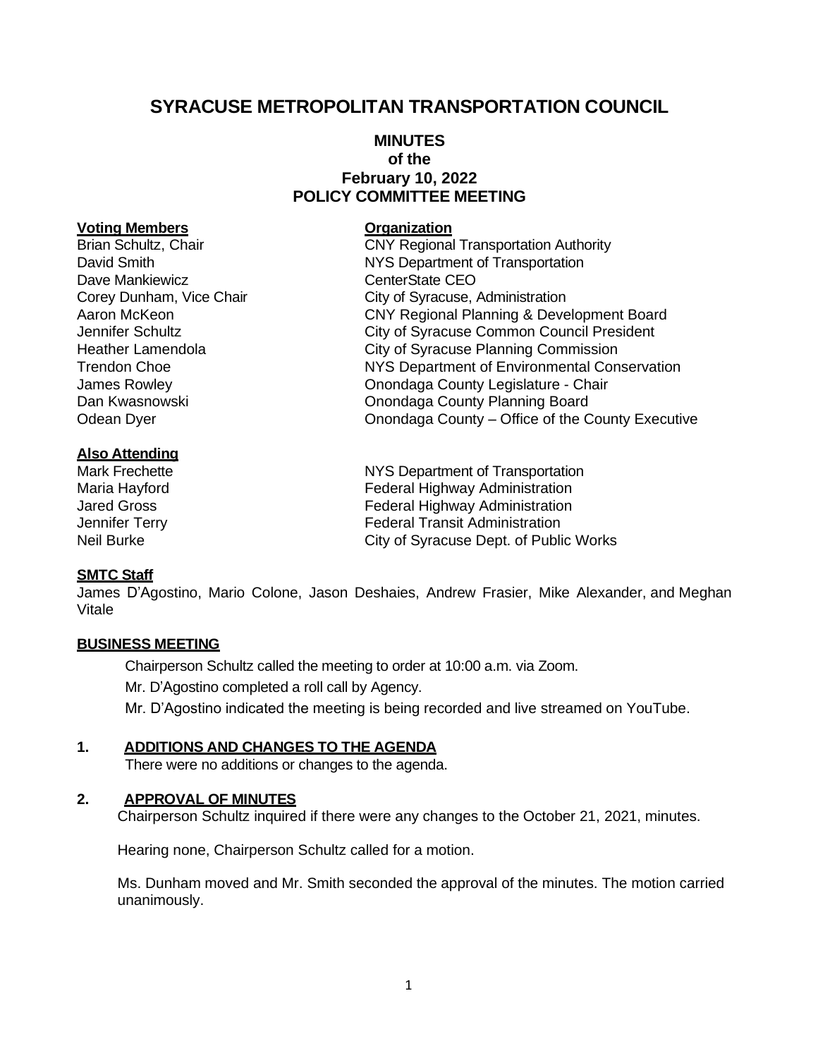# SYRACUSE METROPOLITAN TRANSPORTATION COUNCIL

## MINUTES
### of the
### February 10, 2022
### POLICY COMMITTEE MEETING

| **Voting Members** | **Organization** |
|---|---|
| Brian Schultz, Chair | CNY Regional Transportation Authority |
| David Smith | NYS Department of Transportation |
| Dave Mankiewicz | CenterState CEO |
| Corey Dunham, Vice Chair | City of Syracuse, Administration |
| Aaron McKeon | CNY Regional Planning & Development Board |
| Jennifer Schultz | City of Syracuse Common Council President |
| Heather Lamendola | City of Syracuse Planning Commission |
| Trendon Choe | NYS Department of Environmental Conservation |
| James Rowley | Onondaga County Legislature - Chair |
| Dan Kwasnowski | Onondaga County Planning Board |
| Odean Dyer | Onondaga County – Office of the County Executive |

| **Also Attending** | |
|---|---|
| Mark Frechette | NYS Department of Transportation |
| Maria Hayford | Federal Highway Administration |
| Jared Gross | Federal Highway Administration |
| Jennifer Terry | Federal Transit Administration |
| Neil Burke | City of Syracuse Dept. of Public Works |

**SMTC Staff**

James D'Agostino, Mario Colone, Jason Deshaies, Andrew Frasier, Mike Alexander, and Meghan Vitale

**BUSINESS MEETING**

Chairperson Schultz called the meeting to order at 10:00 a.m. via Zoom.

Mr. D'Agostino completed a roll call by Agency.

Mr. D'Agostino indicated the meeting is being recorded and live streamed on YouTube.

**1. ADDITIONS AND CHANGES TO THE AGENDA**

There were no additions or changes to the agenda.

**2. APPROVAL OF MINUTES**

Chairperson Schultz inquired if there were any changes to the October 21, 2021, minutes.

Hearing none, Chairperson Schultz called for a motion.

Ms. Dunham moved and Mr. Smith seconded the approval of the minutes. The motion carried unanimously.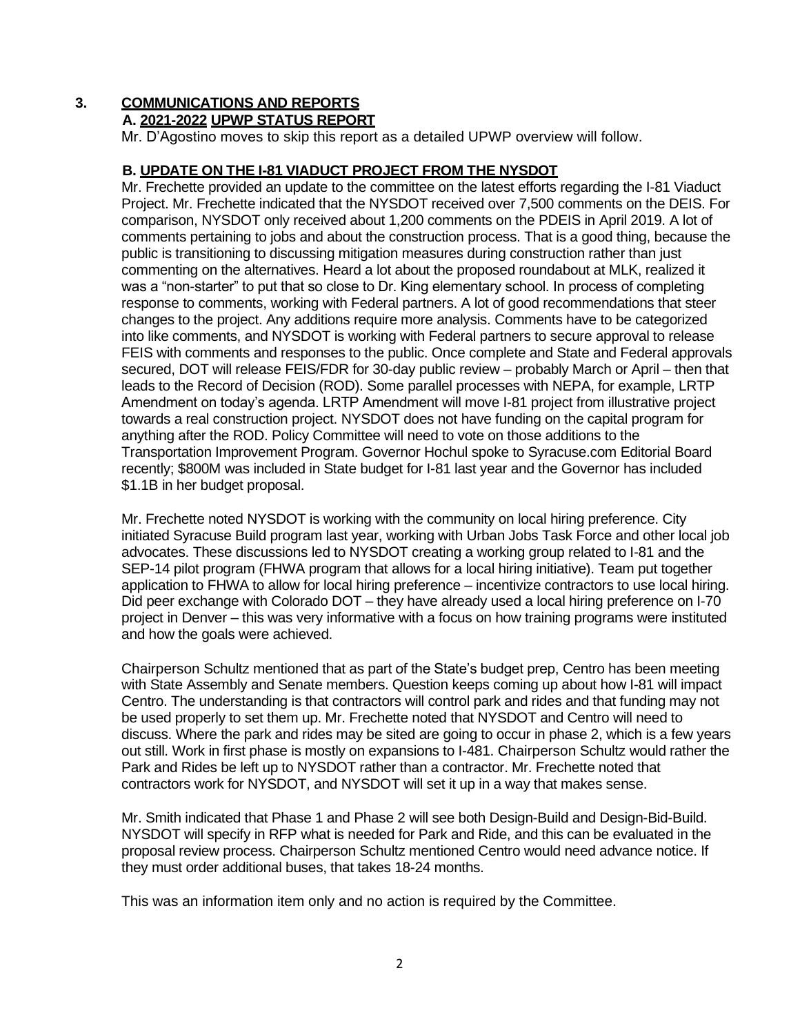## 3. COMMUNICATIONS AND REPORTS

### A. 2021-2022 UPWP STATUS REPORT

Mr. D'Agostino moves to skip this report as a detailed UPWP overview will follow.

### B. UPDATE ON THE I-81 VIADUCT PROJECT FROM THE NYSDOT

Mr. Frechette provided an update to the committee on the latest efforts regarding the I-81 Viaduct Project. Mr. Frechette indicated that the NYSDOT received over 7,500 comments on the DEIS. For comparison, NYSDOT only received about 1,200 comments on the PDEIS in April 2019. A lot of comments pertaining to jobs and about the construction process. That is a good thing, because the public is transitioning to discussing mitigation measures during construction rather than just commenting on the alternatives. Heard a lot about the proposed roundabout at MLK, realized it was a "non-starter" to put that so close to Dr. King elementary school. In process of completing response to comments, working with Federal partners. A lot of good recommendations that steer changes to the project. Any additions require more analysis. Comments have to be categorized into like comments, and NYSDOT is working with Federal partners to secure approval to release FEIS with comments and responses to the public. Once complete and State and Federal approvals secured, DOT will release FEIS/FDR for 30-day public review – probably March or April – then that leads to the Record of Decision (ROD). Some parallel processes with NEPA, for example, LRTP Amendment on today's agenda. LRTP Amendment will move I-81 project from illustrative project towards a real construction project. NYSDOT does not have funding on the capital program for anything after the ROD. Policy Committee will need to vote on those additions to the Transportation Improvement Program. Governor Hochul spoke to Syracuse.com Editorial Board recently; $800M was included in State budget for I-81 last year and the Governor has included $1.1B in her budget proposal.

Mr. Frechette noted NYSDOT is working with the community on local hiring preference. City initiated Syracuse Build program last year, working with Urban Jobs Task Force and other local job advocates. These discussions led to NYSDOT creating a working group related to I-81 and the SEP-14 pilot program (FHWA program that allows for a local hiring initiative). Team put together application to FHWA to allow for local hiring preference – incentivize contractors to use local hiring. Did peer exchange with Colorado DOT – they have already used a local hiring preference on I-70 project in Denver – this was very informative with a focus on how training programs were instituted and how the goals were achieved.

Chairperson Schultz mentioned that as part of the State's budget prep, Centro has been meeting with State Assembly and Senate members. Question keeps coming up about how I-81 will impact Centro. The understanding is that contractors will control park and rides and that funding may not be used properly to set them up. Mr. Frechette noted that NYSDOT and Centro will need to discuss. Where the park and rides may be sited are going to occur in phase 2, which is a few years out still. Work in first phase is mostly on expansions to I-481. Chairperson Schultz would rather the Park and Rides be left up to NYSDOT rather than a contractor. Mr. Frechette noted that contractors work for NYSDOT, and NYSDOT will set it up in a way that makes sense.

Mr. Smith indicated that Phase 1 and Phase 2 will see both Design-Build and Design-Bid-Build. NYSDOT will specify in RFP what is needed for Park and Ride, and this can be evaluated in the proposal review process. Chairperson Schultz mentioned Centro would need advance notice. If they must order additional buses, that takes 18-24 months.

This was an information item only and no action is required by the Committee.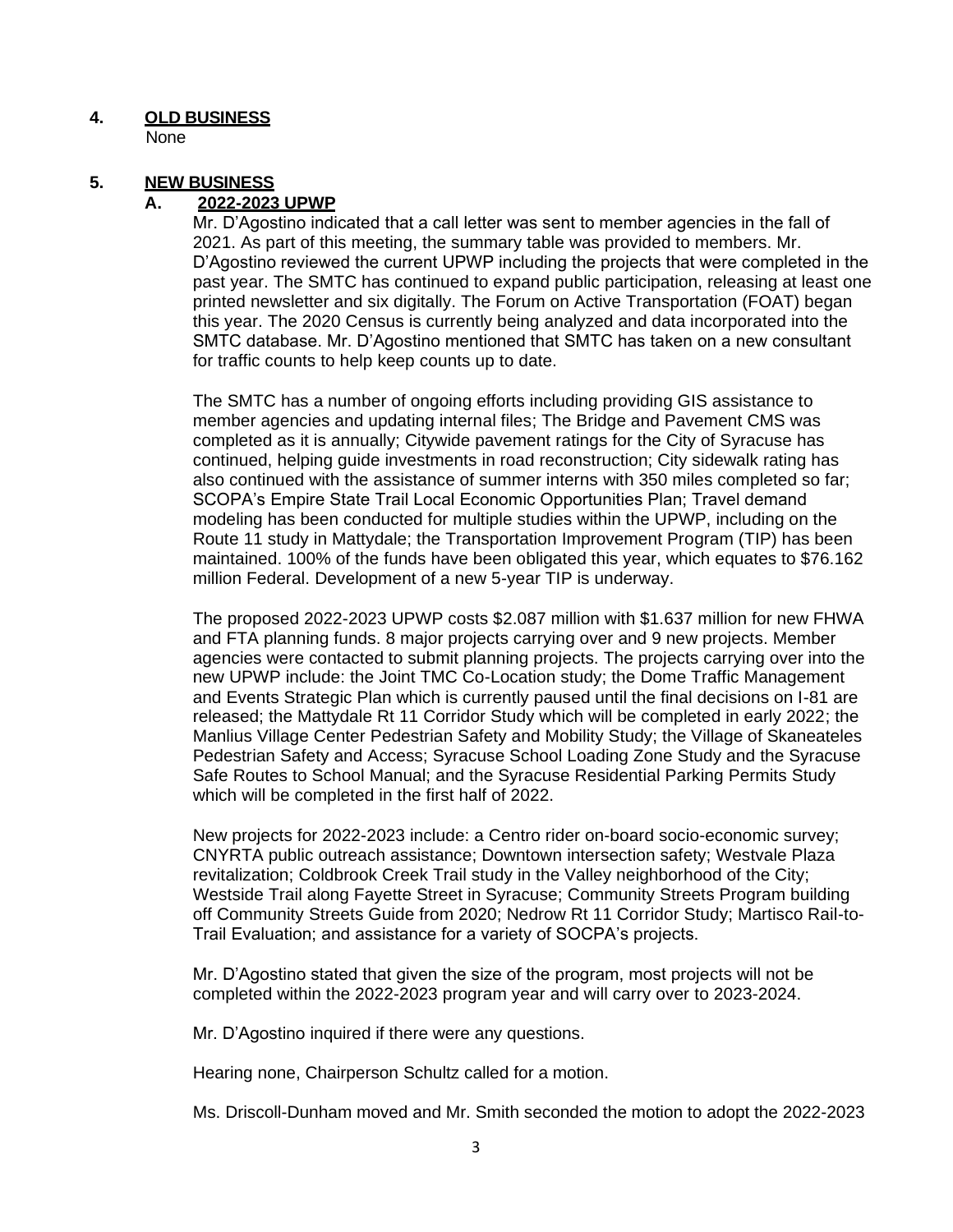**4. OLD BUSINESS**

None

**5. NEW BUSINESS**

**A. 2022-2023 UPWP**

Mr. D'Agostino indicated that a call letter was sent to member agencies in the fall of 2021. As part of this meeting, the summary table was provided to members. Mr. D'Agostino reviewed the current UPWP including the projects that were completed in the past year. The SMTC has continued to expand public participation, releasing at least one printed newsletter and six digitally. The Forum on Active Transportation (FOAT) began this year. The 2020 Census is currently being analyzed and data incorporated into the SMTC database. Mr. D'Agostino mentioned that SMTC has taken on a new consultant for traffic counts to help keep counts up to date.

The SMTC has a number of ongoing efforts including providing GIS assistance to member agencies and updating internal files; The Bridge and Pavement CMS was completed as it is annually; Citywide pavement ratings for the City of Syracuse has continued, helping guide investments in road reconstruction; City sidewalk rating has also continued with the assistance of summer interns with 350 miles completed so far; SCOPA's Empire State Trail Local Economic Opportunities Plan; Travel demand modeling has been conducted for multiple studies within the UPWP, including on the Route 11 study in Mattydale; the Transportation Improvement Program (TIP) has been maintained. 100% of the funds have been obligated this year, which equates to $76.162 million Federal. Development of a new 5-year TIP is underway.

The proposed 2022-2023 UPWP costs $2.087 million with $1.637 million for new FHWA and FTA planning funds. 8 major projects carrying over and 9 new projects. Member agencies were contacted to submit planning projects. The projects carrying over into the new UPWP include: the Joint TMC Co-Location study; the Dome Traffic Management and Events Strategic Plan which is currently paused until the final decisions on I-81 are released; the Mattydale Rt 11 Corridor Study which will be completed in early 2022; the Manlius Village Center Pedestrian Safety and Mobility Study; the Village of Skaneateles Pedestrian Safety and Access; Syracuse School Loading Zone Study and the Syracuse Safe Routes to School Manual; and the Syracuse Residential Parking Permits Study which will be completed in the first half of 2022.

New projects for 2022-2023 include: a Centro rider on-board socio-economic survey; CNYRTA public outreach assistance; Downtown intersection safety; Westvale Plaza revitalization; Coldbrook Creek Trail study in the Valley neighborhood of the City; Westside Trail along Fayette Street in Syracuse; Community Streets Program building off Community Streets Guide from 2020; Nedrow Rt 11 Corridor Study; Martisco Rail-to-Trail Evaluation; and assistance for a variety of SOCPA's projects.

Mr. D'Agostino stated that given the size of the program, most projects will not be completed within the 2022-2023 program year and will carry over to 2023-2024.

Mr. D'Agostino inquired if there were any questions.

Hearing none, Chairperson Schultz called for a motion.

Ms. Driscoll-Dunham moved and Mr. Smith seconded the motion to adopt the 2022-2023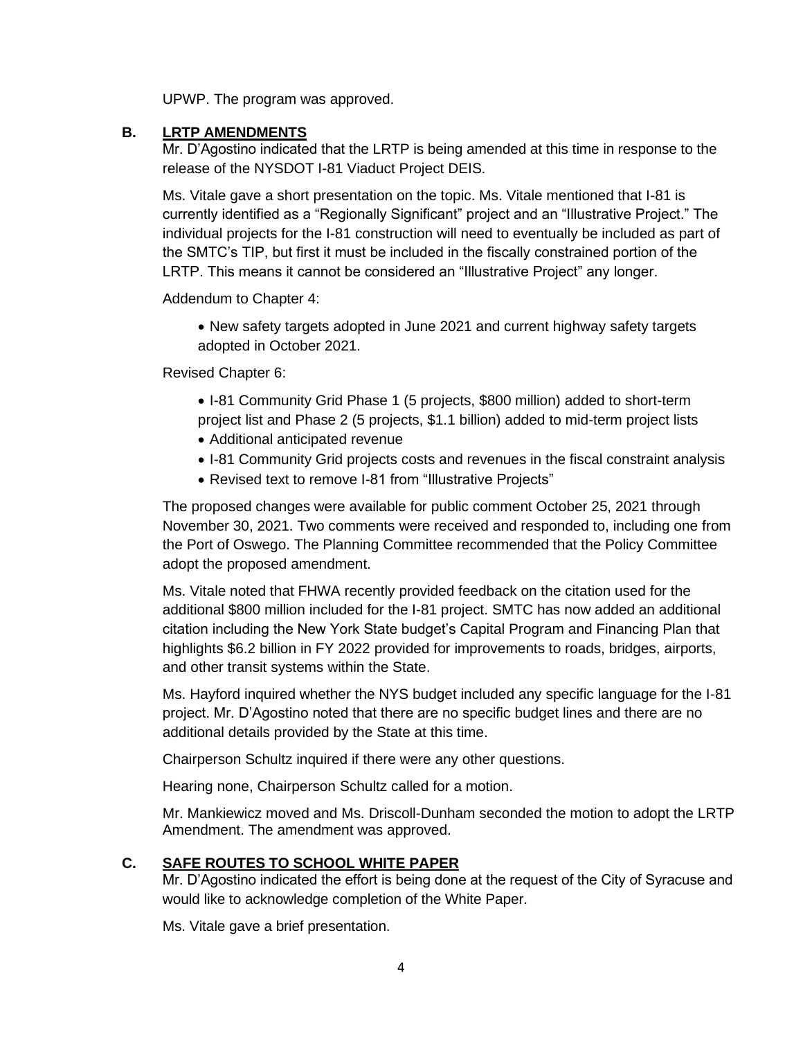UPWP. The program was approved.

**B. LRTP AMENDMENTS**

Mr. D'Agostino indicated that the LRTP is being amended at this time in response to the release of the NYSDOT I-81 Viaduct Project DEIS.

Ms. Vitale gave a short presentation on the topic. Ms. Vitale mentioned that I-81 is currently identified as a "Regionally Significant" project and an "Illustrative Project." The individual projects for the I-81 construction will need to eventually be included as part of the SMTC's TIP, but first it must be included in the fiscally constrained portion of the LRTP. This means it cannot be considered an "Illustrative Project" any longer.

Addendum to Chapter 4:

- New safety targets adopted in June 2021 and current highway safety targets adopted in October 2021.

Revised Chapter 6:

- I-81 Community Grid Phase 1 (5 projects, $800 million) added to short-term project list and Phase 2 (5 projects, $1.1 billion) added to mid-term project lists
- Additional anticipated revenue
- I-81 Community Grid projects costs and revenues in the fiscal constraint analysis
- Revised text to remove I-81 from "Illustrative Projects"

The proposed changes were available for public comment October 25, 2021 through November 30, 2021. Two comments were received and responded to, including one from the Port of Oswego. The Planning Committee recommended that the Policy Committee adopt the proposed amendment.

Ms. Vitale noted that FHWA recently provided feedback on the citation used for the additional $800 million included for the I-81 project. SMTC has now added an additional citation including the New York State budget's Capital Program and Financing Plan that highlights $6.2 billion in FY 2022 provided for improvements to roads, bridges, airports, and other transit systems within the State.

Ms. Hayford inquired whether the NYS budget included any specific language for the I-81 project. Mr. D'Agostino noted that there are no specific budget lines and there are no additional details provided by the State at this time.

Chairperson Schultz inquired if there were any other questions.

Hearing none, Chairperson Schultz called for a motion.

Mr. Mankiewicz moved and Ms. Driscoll-Dunham seconded the motion to adopt the LRTP Amendment. The amendment was approved.

**C. SAFE ROUTES TO SCHOOL WHITE PAPER**

Mr. D'Agostino indicated the effort is being done at the request of the City of Syracuse and would like to acknowledge completion of the White Paper.

Ms. Vitale gave a brief presentation.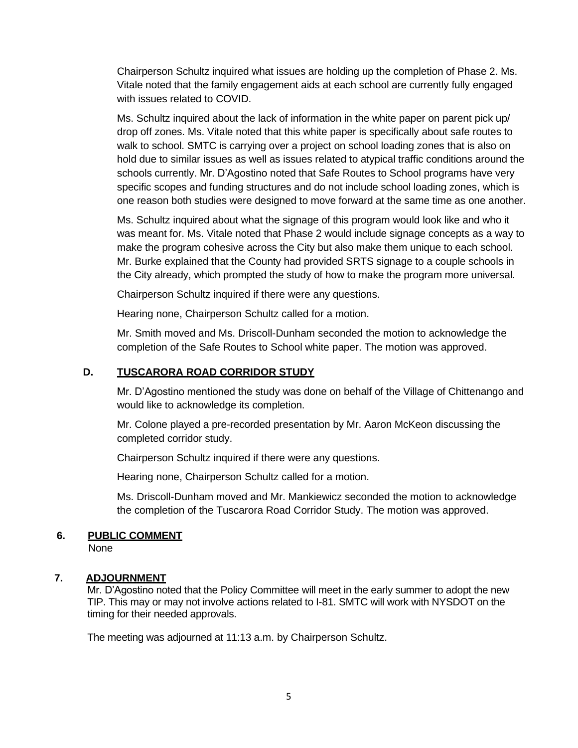Chairperson Schultz inquired what issues are holding up the completion of Phase 2. Ms. Vitale noted that the family engagement aids at each school are currently fully engaged with issues related to COVID.

Ms. Schultz inquired about the lack of information in the white paper on parent pick up/ drop off zones. Ms. Vitale noted that this white paper is specifically about safe routes to walk to school. SMTC is carrying over a project on school loading zones that is also on hold due to similar issues as well as issues related to atypical traffic conditions around the schools currently. Mr. D'Agostino noted that Safe Routes to School programs have very specific scopes and funding structures and do not include school loading zones, which is one reason both studies were designed to move forward at the same time as one another.

Ms. Schultz inquired about what the signage of this program would look like and who it was meant for. Ms. Vitale noted that Phase 2 would include signage concepts as a way to make the program cohesive across the City but also make them unique to each school. Mr. Burke explained that the County had provided SRTS signage to a couple schools in the City already, which prompted the study of how to make the program more universal.

Chairperson Schultz inquired if there were any questions.

Hearing none, Chairperson Schultz called for a motion.

Mr. Smith moved and Ms. Driscoll-Dunham seconded the motion to acknowledge the completion of the Safe Routes to School white paper. The motion was approved.

### D. TUSCARORA ROAD CORRIDOR STUDY

Mr. D'Agostino mentioned the study was done on behalf of the Village of Chittenango and would like to acknowledge its completion.

Mr. Colone played a pre-recorded presentation by Mr. Aaron McKeon discussing the completed corridor study.

Chairperson Schultz inquired if there were any questions.

Hearing none, Chairperson Schultz called for a motion.

Ms. Driscoll-Dunham moved and Mr. Mankiewicz seconded the motion to acknowledge the completion of the Tuscarora Road Corridor Study. The motion was approved.

## 6. PUBLIC COMMENT

None

## 7. ADJOURNMENT

Mr. D'Agostino noted that the Policy Committee will meet in the early summer to adopt the new TIP. This may or may not involve actions related to I-81. SMTC will work with NYSDOT on the timing for their needed approvals.

The meeting was adjourned at 11:13 a.m. by Chairperson Schultz.